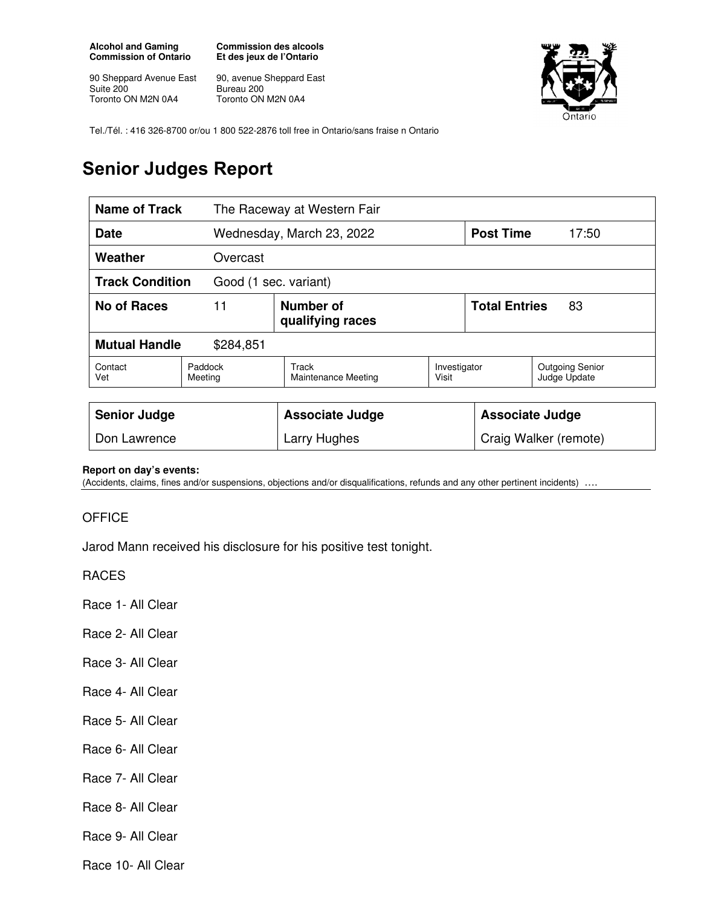**Alcohol and Gaming Commission of Ontario**

90 Sheppard Avenue East
Suite 200
Toronto ON M2N 0A4

**Commission des alcools Et des jeux de l'Ontario**

90, avenue Sheppard East
Bureau 200
Toronto ON M2N 0A4

Tel./Tél. : 416 326-8700 or/ou 1 800 522-2876 toll free in Ontario/sans fraise n Ontario

# Senior Judges Report

| | | | | | |
|---|---|---|---|---|---|
| **Name of Track** | The Raceway at Western Fair | | | | |
| **Date** | Wednesday, March 23, 2022 | | | **Post Time** | 17:50 |
| **Weather** | Overcast | | | | |
| **Track Condition** | Good (1 sec. variant) | | | | |
| **No of Races** | 11 | **Number of qualifying races** | | **Total Entries** | 83 |
| **Mutual Handle** | $284,851 | | | | |
| Contact Vet | Paddock Meeting | Track Maintenance Meeting | Investigator Visit | Outgoing Senior Judge Update | |

| **Senior Judge** | **Associate Judge** | **Associate Judge** |
|---|---|---|
| Don Lawrence | Larry Hughes | Craig Walker (remote) |

**Report on day's events:**
(Accidents, claims, fines and/or suspensions, objections and/or disqualifications, refunds and any other pertinent incidents) ….

OFFICE

Jarod Mann received his disclosure for his positive test tonight.

RACES

Race 1- All Clear

Race 2- All Clear

Race 3- All Clear

Race 4- All Clear

Race 5- All Clear

Race 6- All Clear

Race 7- All Clear

Race 8- All Clear

Race 9- All Clear

Race 10- All Clear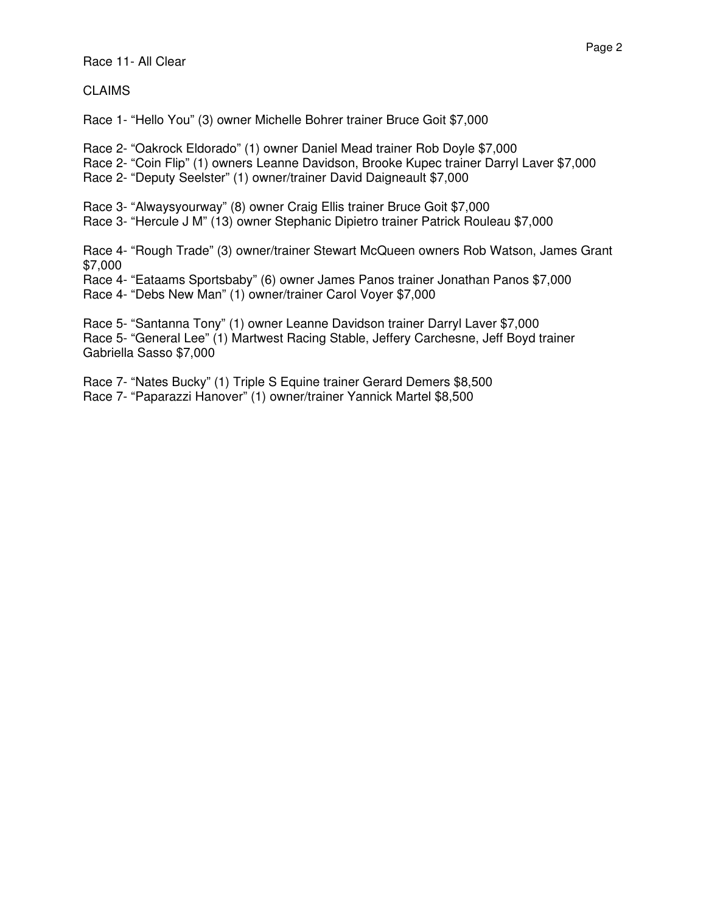Race 11- All Clear

CLAIMS

Race 1- "Hello You" (3) owner Michelle Bohrer trainer Bruce Goit $7,000

Race 2- "Oakrock Eldorado" (1) owner Daniel Mead trainer Rob Doyle $7,000
Race 2- "Coin Flip" (1) owners Leanne Davidson, Brooke Kupec trainer Darryl Laver $7,000
Race 2- "Deputy Seelster" (1) owner/trainer David Daigneault $7,000

Race 3- "Alwaysyourway" (8) owner Craig Ellis trainer Bruce Goit $7,000
Race 3- "Hercule J M" (13) owner Stephanic Dipietro trainer Patrick Rouleau $7,000

Race 4- "Rough Trade" (3) owner/trainer Stewart McQueen owners Rob Watson, James Grant $7,000
Race 4- "Eataams Sportsbaby" (6) owner James Panos trainer Jonathan Panos $7,000
Race 4- "Debs New Man" (1) owner/trainer Carol Voyer $7,000

Race 5- "Santanna Tony" (1) owner Leanne Davidson trainer Darryl Laver $7,000
Race 5- "General Lee" (1) Martwest Racing Stable, Jeffery Carchesne, Jeff Boyd trainer Gabriella Sasso $7,000

Race 7- "Nates Bucky" (1) Triple S Equine trainer Gerard Demers $8,500
Race 7- "Paparazzi Hanover" (1) owner/trainer Yannick Martel $8,500